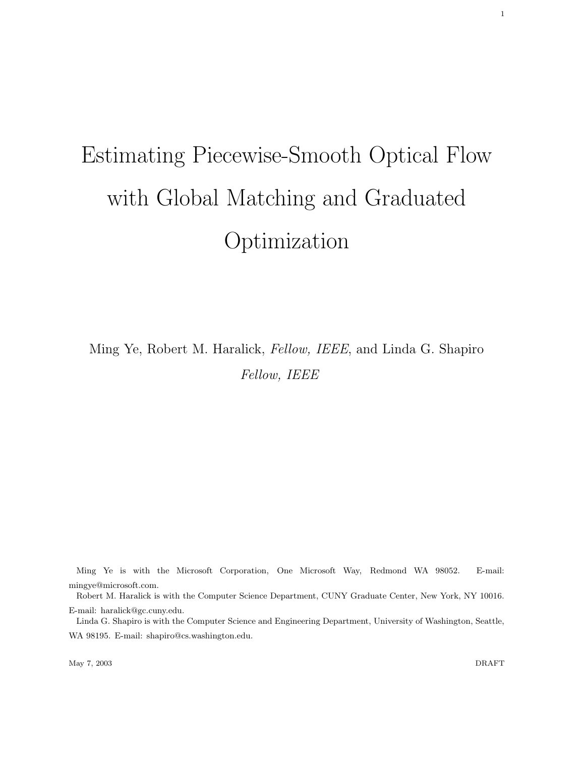# Estimating Piecewise-Smooth Optical Flow with Global Matching and Graduated Optimization

Ming Ye, Robert M. Haralick, *Fellow, IEEE*, and Linda G. Shapiro *Fellow, IEEE*

Ming Ye is with the Microsoft Corporation, One Microsoft Way, Redmond WA 98052. E-mail: mingye@microsoft.com.

Robert M. Haralick is with the Computer Science Department, CUNY Graduate Center, New York, NY 10016. E-mail: haralick@gc.cuny.edu.

Linda G. Shapiro is with the Computer Science and Engineering Department, University of Washington, Seattle, WA 98195. E-mail: shapiro@cs.washington.edu.

May 7, 2003 DRAFT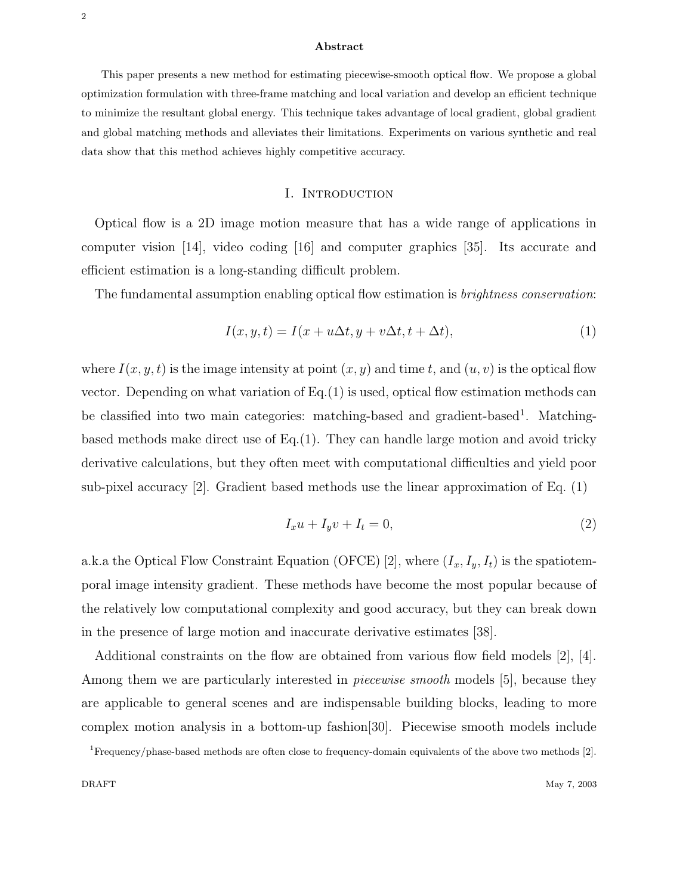**Abstract**

This paper presents a new method for estimating piecewise-smooth optical flow. We propose a global optimization formulation with three-frame matching and local variation and develop an efficient technique to minimize the resultant global energy. This technique takes advantage of local gradient, global gradient and global matching methods and alleviates their limitations. Experiments on various synthetic and real data show that this method achieves highly competitive accuracy.

# I. Introduction

Optical flow is a 2D image motion measure that has a wide range of applications in computer vision [14], video coding [16] and computer graphics [35]. Its accurate and efficient estimation is a long-standing difficult problem.

The fundamental assumption enabling optical flow estimation is *brightness conservation*:

$$I(x, y, t) = I(x + u\Delta t, y + v\Delta t, t + \Delta t), \tag{1}$$

where $I(x, y, t)$ is the image intensity at point $(x, y)$ and time $t$, and $(u, v)$ is the optical flow vector. Depending on what variation of Eq.(1) is used, optical flow estimation methods can be classified into two main categories: matching-based and gradient-based[1]. Matching-based methods make direct use of Eq.(1). They can handle large motion and avoid tricky derivative calculations, but they often meet with computational difficulties and yield poor sub-pixel accuracy [2]. Gradient based methods use the linear approximation of Eq. (1)

$$I_x u + I_y v + I_t = 0, \tag{2}$$

a.k.a the Optical Flow Constraint Equation (OFCE) [2], where $(I_x, I_y, I_t)$ is the spatiotemporal image intensity gradient. These methods have become the most popular because of the relatively low computational complexity and good accuracy, but they can break down in the presence of large motion and inaccurate derivative estimates [38].

Additional constraints on the flow are obtained from various flow field models [2], [4]. Among them we are particularly interested in *piecewise smooth* models [5], because they are applicable to general scenes and are indispensable building blocks, leading to more complex motion analysis in a bottom-up fashion[30]. Piecewise smooth models include

[1] Frequency/phase-based methods are often close to frequency-domain equivalents of the above two methods [2].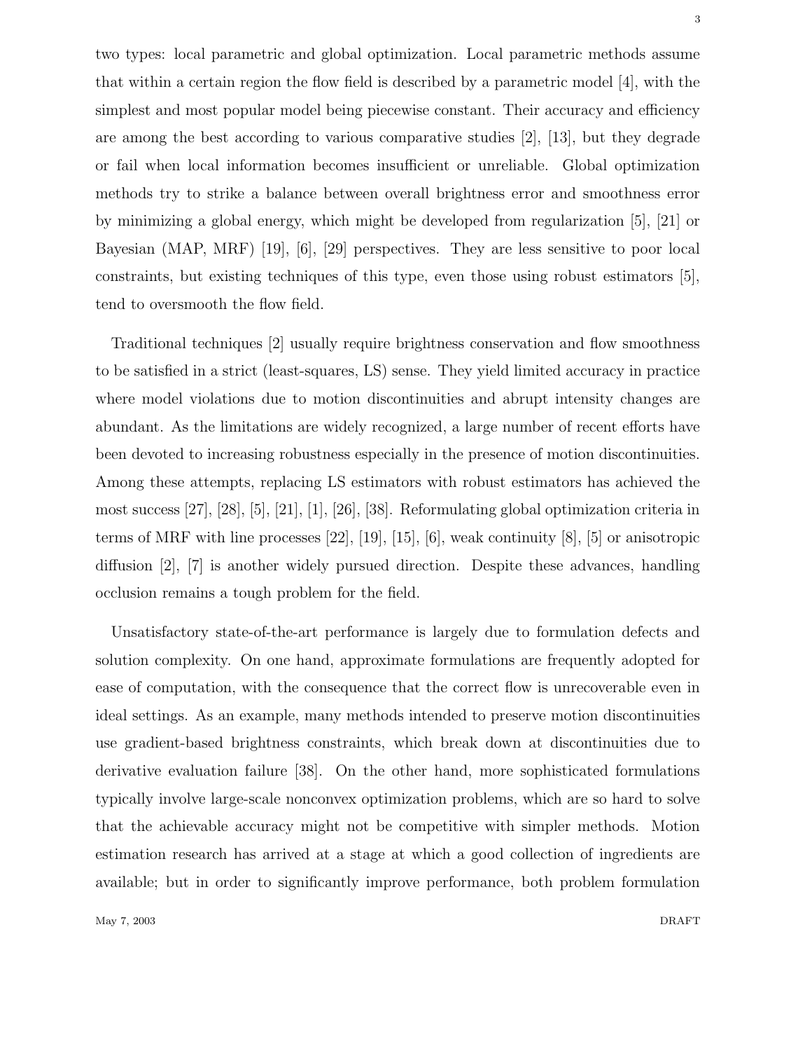two types: local parametric and global optimization. Local parametric methods assume that within a certain region the flow field is described by a parametric model [4], with the simplest and most popular model being piecewise constant. Their accuracy and efficiency are among the best according to various comparative studies [2], [13], but they degrade or fail when local information becomes insufficient or unreliable. Global optimization methods try to strike a balance between overall brightness error and smoothness error by minimizing a global energy, which might be developed from regularization [5], [21] or Bayesian (MAP, MRF) [19], [6], [29] perspectives. They are less sensitive to poor local constraints, but existing techniques of this type, even those using robust estimators [5], tend to oversmooth the flow field.

Traditional techniques [2] usually require brightness conservation and flow smoothness to be satisfied in a strict (least-squares, LS) sense. They yield limited accuracy in practice where model violations due to motion discontinuities and abrupt intensity changes are abundant. As the limitations are widely recognized, a large number of recent efforts have been devoted to increasing robustness especially in the presence of motion discontinuities. Among these attempts, replacing LS estimators with robust estimators has achieved the most success [27], [28], [5], [21], [1], [26], [38]. Reformulating global optimization criteria in terms of MRF with line processes [22], [19], [15], [6], weak continuity [8], [5] or anisotropic diffusion [2], [7] is another widely pursued direction. Despite these advances, handling occlusion remains a tough problem for the field.

Unsatisfactory state-of-the-art performance is largely due to formulation defects and solution complexity. On one hand, approximate formulations are frequently adopted for ease of computation, with the consequence that the correct flow is unrecoverable even in ideal settings. As an example, many methods intended to preserve motion discontinuities use gradient-based brightness constraints, which break down at discontinuities due to derivative evaluation failure [38]. On the other hand, more sophisticated formulations typically involve large-scale nonconvex optimization problems, which are so hard to solve that the achievable accuracy might not be competitive with simpler methods. Motion estimation research has arrived at a stage at which a good collection of ingredients are available; but in order to significantly improve performance, both problem formulation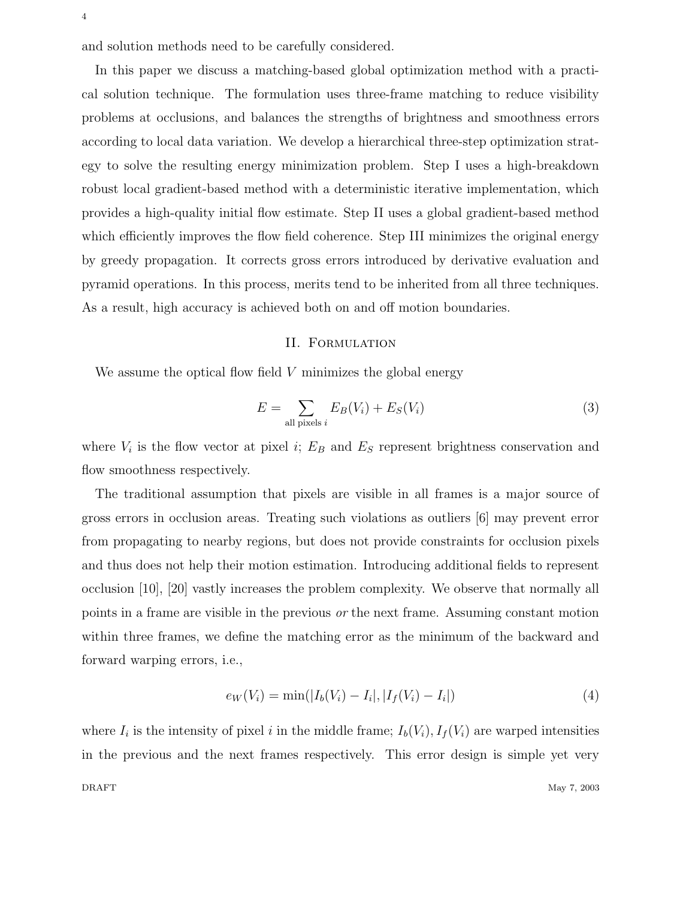and solution methods need to be carefully considered.

In this paper we discuss a matching-based global optimization method with a practical solution technique. The formulation uses three-frame matching to reduce visibility problems at occlusions, and balances the strengths of brightness and smoothness errors according to local data variation. We develop a hierarchical three-step optimization strategy to solve the resulting energy minimization problem. Step I uses a high-breakdown robust local gradient-based method with a deterministic iterative implementation, which provides a high-quality initial flow estimate. Step II uses a global gradient-based method which efficiently improves the flow field coherence. Step III minimizes the original energy by greedy propagation. It corrects gross errors introduced by derivative evaluation and pyramid operations. In this process, merits tend to be inherited from all three techniques. As a result, high accuracy is achieved both on and off motion boundaries.

## II. Formulation

We assume the optical flow field $V$ minimizes the global energy

$$E = \sum_{\text{all pixels } i} E_B(V_i) + E_S(V_i) \tag{3}$$

where $V_i$ is the flow vector at pixel $i$; $E_B$ and $E_S$ represent brightness conservation and flow smoothness respectively.

The traditional assumption that pixels are visible in all frames is a major source of gross errors in occlusion areas. Treating such violations as outliers [6] may prevent error from propagating to nearby regions, but does not provide constraints for occlusion pixels and thus does not help their motion estimation. Introducing additional fields to represent occlusion [10], [20] vastly increases the problem complexity. We observe that normally all points in a frame are visible in the previous *or* the next frame. Assuming constant motion within three frames, we define the matching error as the minimum of the backward and forward warping errors, i.e.,

$$e_W(V_i) = \min(|I_b(V_i) - I_i|, |I_f(V_i) - I_i|) \tag{4}$$

where $I_i$ is the intensity of pixel $i$ in the middle frame; $I_b(V_i), I_f(V_i)$ are warped intensities in the previous and the next frames respectively. This error design is simple yet very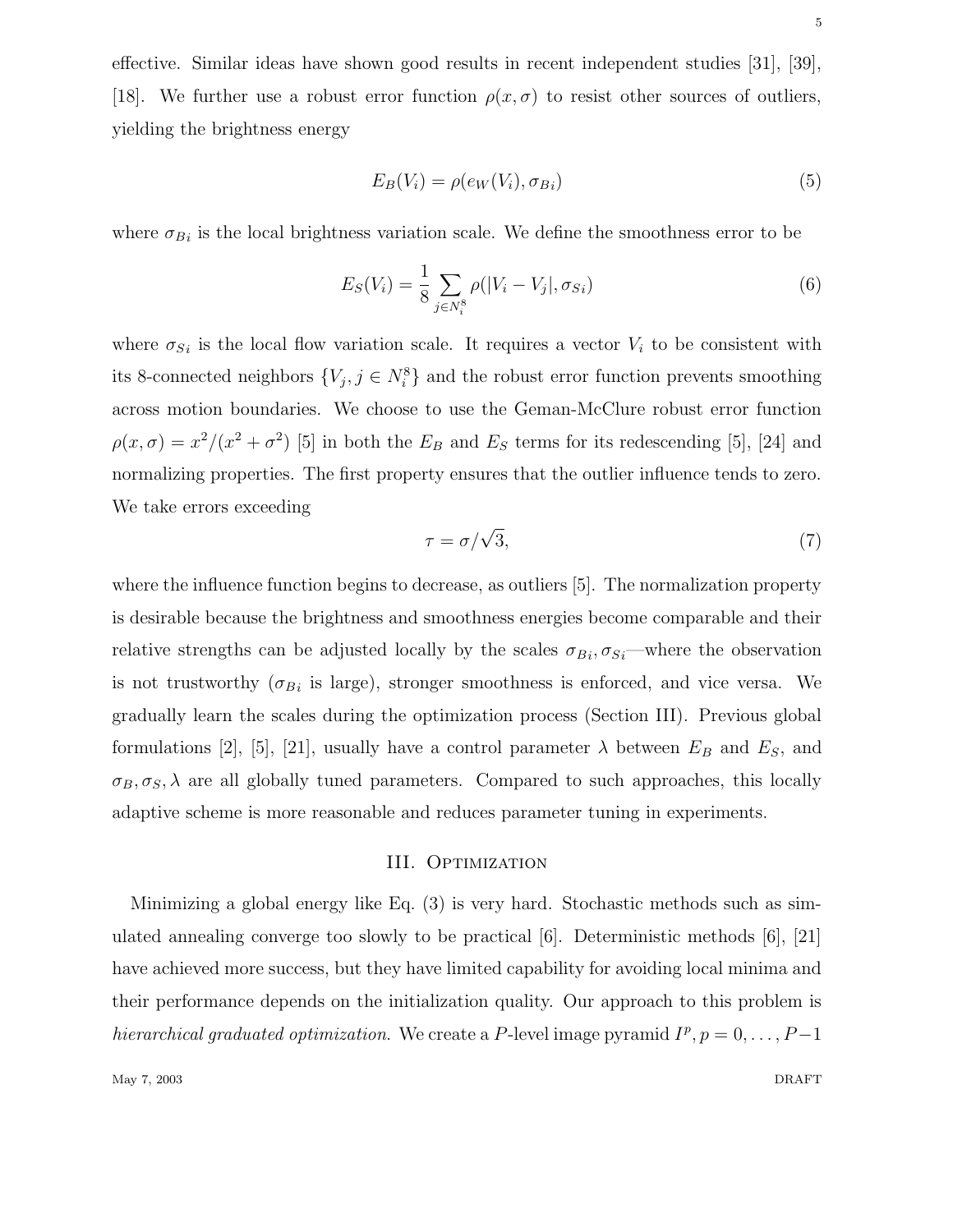effective. Similar ideas have shown good results in recent independent studies [31], [39], [18]. We further use a robust error function $\rho(x, \sigma)$ to resist other sources of outliers, yielding the brightness energy

$$E_B(V_i) = \rho(e_W(V_i), \sigma_{Bi}) \tag{5}$$

where $\sigma_{Bi}$ is the local brightness variation scale. We define the smoothness error to be

$$E_S(V_i) = \frac{1}{8} \sum_{j \in N_i^8} \rho(|V_i - V_j|, \sigma_{Si}) \tag{6}$$

where $\sigma_{Si}$ is the local flow variation scale. It requires a vector $V_i$ to be consistent with its 8-connected neighbors $\{V_j, j \in N_i^8\}$ and the robust error function prevents smoothing across motion boundaries. We choose to use the Geman-McClure robust error function $\rho(x, \sigma) = x^2/(x^2 + \sigma^2)$ [5] in both the $E_B$ and $E_S$ terms for its redescending [5], [24] and normalizing properties. The first property ensures that the outlier influence tends to zero. We take errors exceeding

$$\tau = \sigma/\sqrt{3}, \tag{7}$$

where the influence function begins to decrease, as outliers [5]. The normalization property is desirable because the brightness and smoothness energies become comparable and their relative strengths can be adjusted locally by the scales $\sigma_{Bi}, \sigma_{Si}$—where the observation is not trustworthy ($\sigma_{Bi}$ is large), stronger smoothness is enforced, and vice versa. We gradually learn the scales during the optimization process (Section III). Previous global formulations [2], [5], [21], usually have a control parameter $\lambda$ between $E_B$ and $E_S$, and $\sigma_B, \sigma_S, \lambda$ are all globally tuned parameters. Compared to such approaches, this locally adaptive scheme is more reasonable and reduces parameter tuning in experiments.

## III. Optimization

Minimizing a global energy like Eq. (3) is very hard. Stochastic methods such as simulated annealing converge too slowly to be practical [6]. Deterministic methods [6], [21] have achieved more success, but they have limited capability for avoiding local minima and their performance depends on the initialization quality. Our approach to this problem is *hierarchical graduated optimization*. We create a $P$-level image pyramid $I^p, p = 0, \ldots, P-1$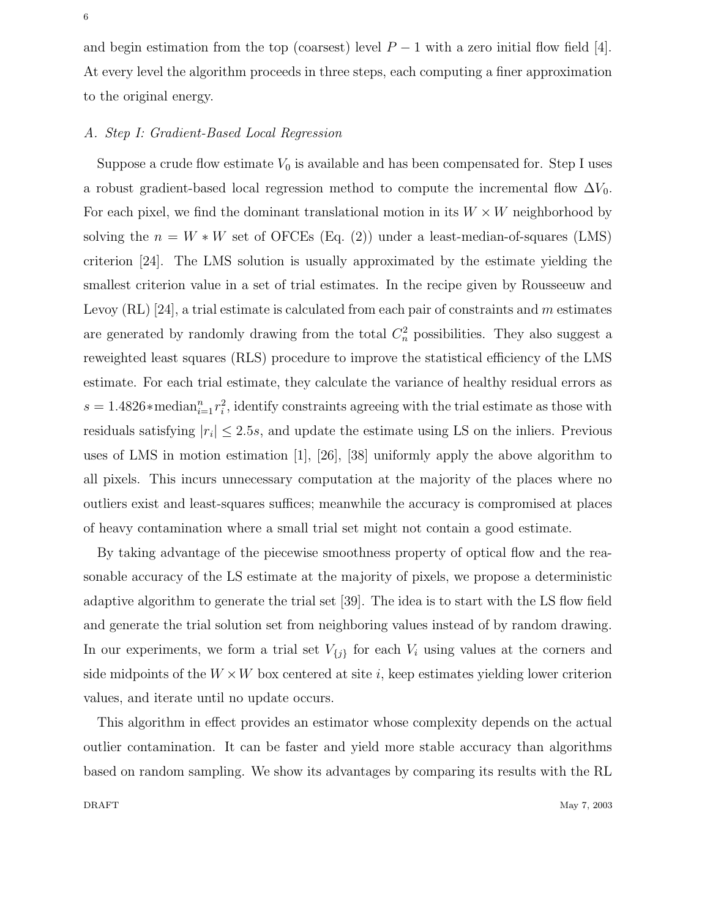and begin estimation from the top (coarsest) level $P - 1$ with a zero initial flow field [4]. At every level the algorithm proceeds in three steps, each computing a finer approximation to the original energy.

### *A. Step I: Gradient-Based Local Regression*

Suppose a crude flow estimate $V_0$ is available and has been compensated for. Step I uses a robust gradient-based local regression method to compute the incremental flow $\Delta V_0$. For each pixel, we find the dominant translational motion in its $W \times W$ neighborhood by solving the $n = W * W$ set of OFCEs (Eq. (2)) under a least-median-of-squares (LMS) criterion [24]. The LMS solution is usually approximated by the estimate yielding the smallest criterion value in a set of trial estimates. In the recipe given by Rousseeuw and Levoy (RL) [24], a trial estimate is calculated from each pair of constraints and $m$ estimates are generated by randomly drawing from the total $C_n^2$ possibilities. They also suggest a reweighted least squares (RLS) procedure to improve the statistical efficiency of the LMS estimate. For each trial estimate, they calculate the variance of healthy residual errors as $s = 1.4826 * \text{median}_{i=1}^{n} r_i^2$, identify constraints agreeing with the trial estimate as those with residuals satisfying $|r_i| \leq 2.5s$, and update the estimate using LS on the inliers. Previous uses of LMS in motion estimation [1], [26], [38] uniformly apply the above algorithm to all pixels. This incurs unnecessary computation at the majority of the places where no outliers exist and least-squares suffices; meanwhile the accuracy is compromised at places of heavy contamination where a small trial set might not contain a good estimate.

By taking advantage of the piecewise smoothness property of optical flow and the reasonable accuracy of the LS estimate at the majority of pixels, we propose a deterministic adaptive algorithm to generate the trial set [39]. The idea is to start with the LS flow field and generate the trial solution set from neighboring values instead of by random drawing. In our experiments, we form a trial set $V_{\{j\}}$ for each $V_i$ using values at the corners and side midpoints of the $W \times W$ box centered at site $i$, keep estimates yielding lower criterion values, and iterate until no update occurs.

This algorithm in effect provides an estimator whose complexity depends on the actual outlier contamination. It can be faster and yield more stable accuracy than algorithms based on random sampling. We show its advantages by comparing its results with the RL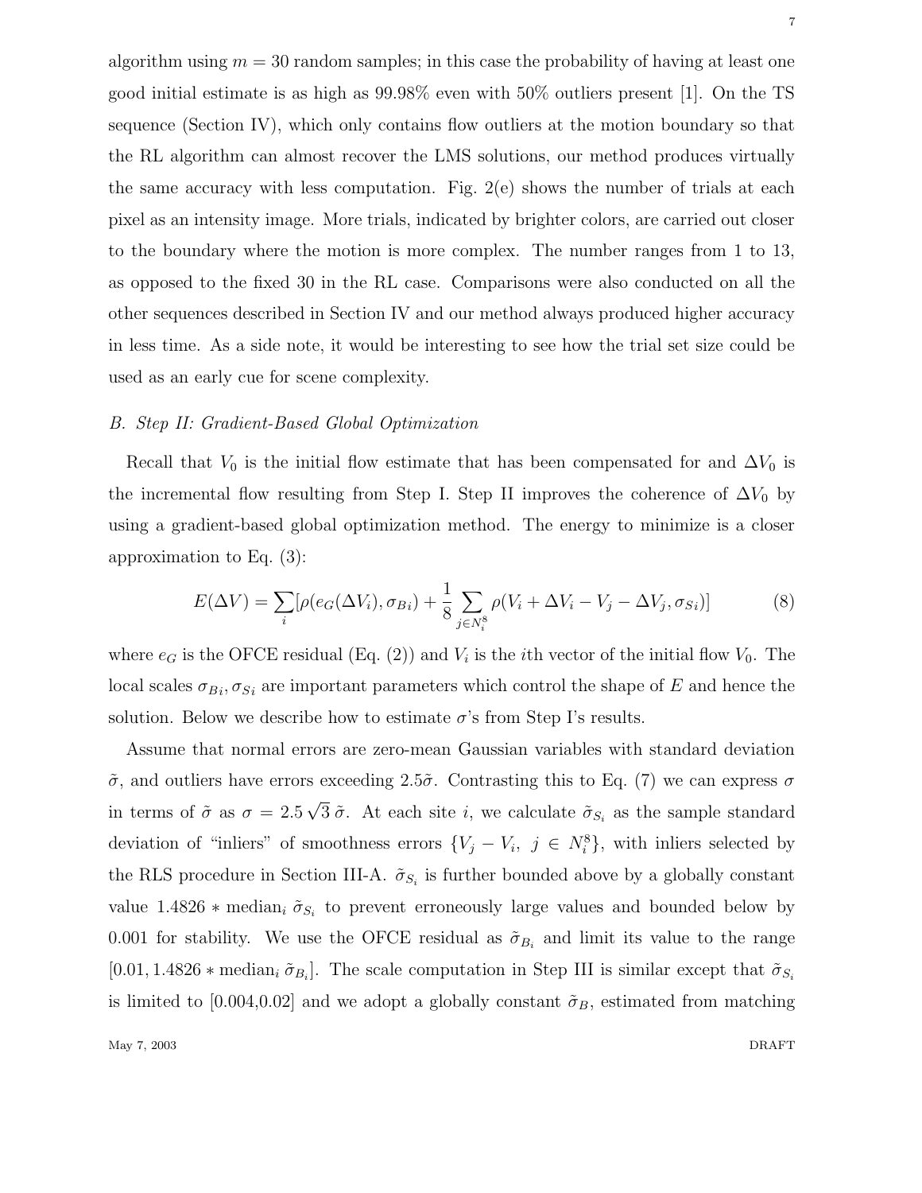algorithm using $m = 30$ random samples; in this case the probability of having at least one good initial estimate is as high as 99.98% even with 50% outliers present [1]. On the TS sequence (Section IV), which only contains flow outliers at the motion boundary so that the RL algorithm can almost recover the LMS solutions, our method produces virtually the same accuracy with less computation. Fig. 2(e) shows the number of trials at each pixel as an intensity image. More trials, indicated by brighter colors, are carried out closer to the boundary where the motion is more complex. The number ranges from 1 to 13, as opposed to the fixed 30 in the RL case. Comparisons were also conducted on all the other sequences described in Section IV and our method always produced higher accuracy in less time. As a side note, it would be interesting to see how the trial set size could be used as an early cue for scene complexity.

### *B. Step II: Gradient-Based Global Optimization*

Recall that $V_0$ is the initial flow estimate that has been compensated for and $\Delta V_0$ is the incremental flow resulting from Step I. Step II improves the coherence of $\Delta V_0$ by using a gradient-based global optimization method. The energy to minimize is a closer approximation to Eq. (3):

$$E(\Delta V) = \sum_i [\rho(e_G(\Delta V_i), \sigma_{Bi}) + \frac{1}{8} \sum_{j \in N_i^8} \rho(V_i + \Delta V_i - V_j - \Delta V_j, \sigma_{Si})] \tag{8}$$

where $e_G$ is the OFCE residual (Eq. (2)) and $V_i$ is the $i$th vector of the initial flow $V_0$. The local scales $\sigma_{Bi}, \sigma_{Si}$ are important parameters which control the shape of $E$ and hence the solution. Below we describe how to estimate $\sigma$'s from Step I's results.

Assume that normal errors are zero-mean Gaussian variables with standard deviation $\tilde{\sigma}$, and outliers have errors exceeding $2.5\tilde{\sigma}$. Contrasting this to Eq. (7) we can express $\sigma$ in terms of $\tilde{\sigma}$ as $\sigma = 2.5\sqrt{3}\,\tilde{\sigma}$. At each site $i$, we calculate $\tilde{\sigma}_{S_i}$ as the sample standard deviation of "inliers" of smoothness errors $\{V_j - V_i,\ j \in N_i^8\}$, with inliers selected by the RLS procedure in Section III-A. $\tilde{\sigma}_{S_i}$ is further bounded above by a globally constant value $1.4826 * \text{median}_i\, \tilde{\sigma}_{S_i}$ to prevent erroneously large values and bounded below by 0.001 for stability. We use the OFCE residual as $\tilde{\sigma}_{B_i}$ and limit its value to the range $[0.01, 1.4826 * \text{median}_i\, \tilde{\sigma}_{B_i}]$. The scale computation in Step III is similar except that $\tilde{\sigma}_{S_i}$ is limited to [0.004,0.02] and we adopt a globally constant $\tilde{\sigma}_B$, estimated from matching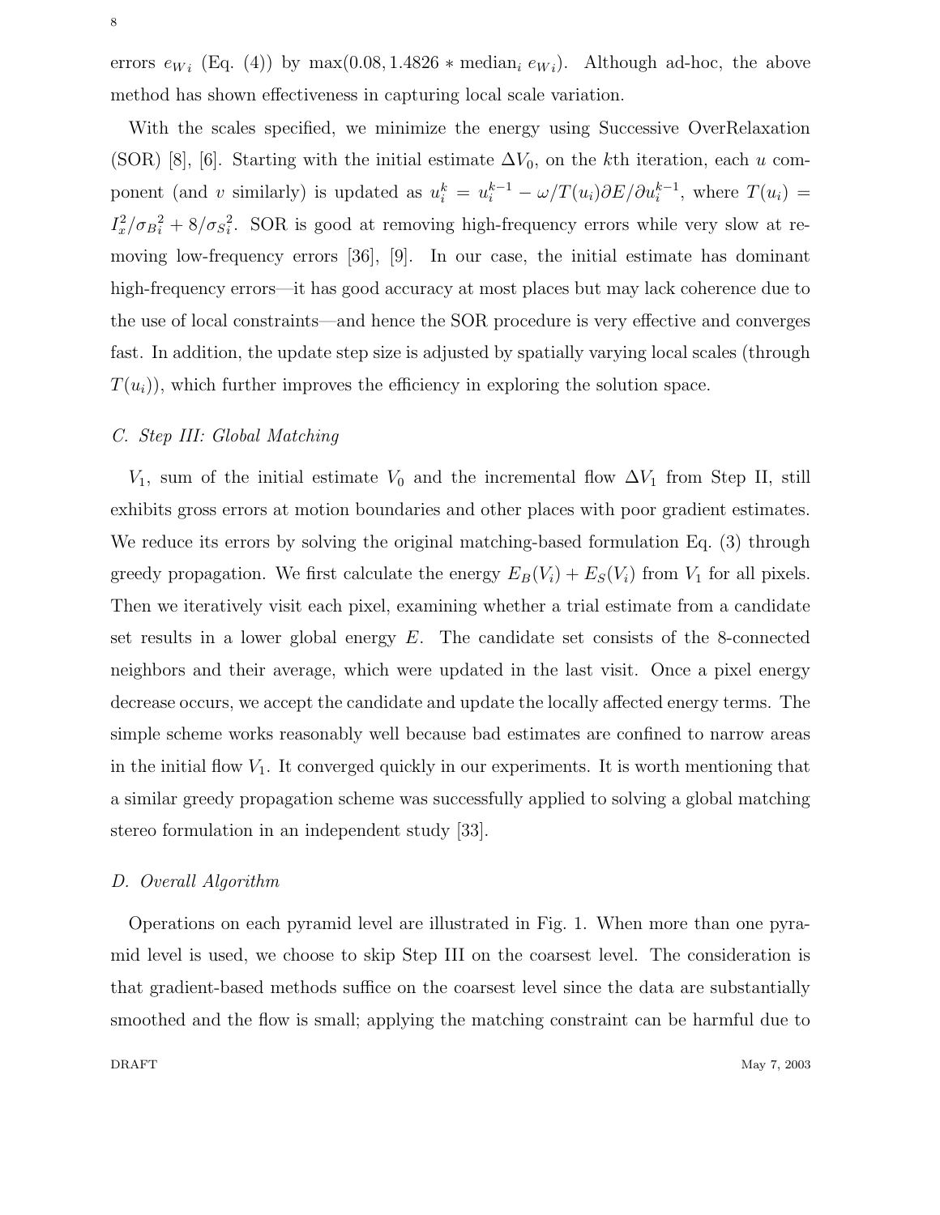errors $e_{Wi}$ (Eq. (4)) by $\max(0.08, 1.4826 * \text{median}_i\, e_{Wi})$. Although ad-hoc, the above method has shown effectiveness in capturing local scale variation.

With the scales specified, we minimize the energy using Successive OverRelaxation (SOR) [8], [6]. Starting with the initial estimate $\Delta V_0$, on the $k$th iteration, each $u$ component (and $v$ similarly) is updated as $u_i^k = u_i^{k-1} - \omega / T(u_i) \partial E / \partial u_i^{k-1}$, where $T(u_i) = I_x^2/\sigma_{Bi}^2 + 8/\sigma_{Si}^2$. SOR is good at removing high-frequency errors while very slow at removing low-frequency errors [36], [9]. In our case, the initial estimate has dominant high-frequency errors—it has good accuracy at most places but may lack coherence due to the use of local constraints—and hence the SOR procedure is very effective and converges fast. In addition, the update step size is adjusted by spatially varying local scales (through $T(u_i)$), which further improves the efficiency in exploring the solution space.

### *C. Step III: Global Matching*

$V_1$, sum of the initial estimate $V_0$ and the incremental flow $\Delta V_1$ from Step II, still exhibits gross errors at motion boundaries and other places with poor gradient estimates. We reduce its errors by solving the original matching-based formulation Eq. (3) through greedy propagation. We first calculate the energy $E_B(V_i) + E_S(V_i)$ from $V_1$ for all pixels. Then we iteratively visit each pixel, examining whether a trial estimate from a candidate set results in a lower global energy $E$. The candidate set consists of the 8-connected neighbors and their average, which were updated in the last visit. Once a pixel energy decrease occurs, we accept the candidate and update the locally affected energy terms. The simple scheme works reasonably well because bad estimates are confined to narrow areas in the initial flow $V_1$. It converged quickly in our experiments. It is worth mentioning that a similar greedy propagation scheme was successfully applied to solving a global matching stereo formulation in an independent study [33].

### *D. Overall Algorithm*

Operations on each pyramid level are illustrated in Fig. 1. When more than one pyramid level is used, we choose to skip Step III on the coarsest level. The consideration is that gradient-based methods suffice on the coarsest level since the data are substantially smoothed and the flow is small; applying the matching constraint can be harmful due to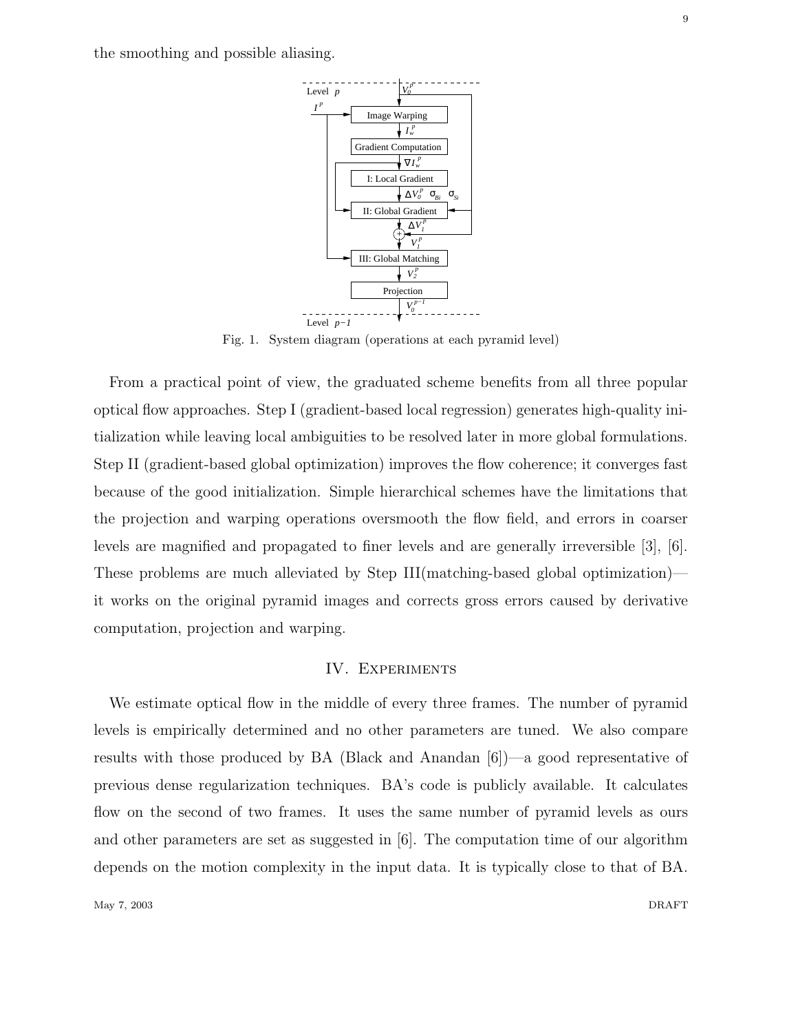the smoothing and possible aliasing.

Fig. 1. System diagram (operations at each pyramid level)

From a practical point of view, the graduated scheme benefits from all three popular optical flow approaches. Step I (gradient-based local regression) generates high-quality initialization while leaving local ambiguities to be resolved later in more global formulations. Step II (gradient-based global optimization) improves the flow coherence; it converges fast because of the good initialization. Simple hierarchical schemes have the limitations that the projection and warping operations oversmooth the flow field, and errors in coarser levels are magnified and propagated to finer levels and are generally irreversible [3], [6]. These problems are much alleviated by Step III(matching-based global optimization)—it works on the original pyramid images and corrects gross errors caused by derivative computation, projection and warping.

## IV. Experiments

We estimate optical flow in the middle of every three frames. The number of pyramid levels is empirically determined and no other parameters are tuned. We also compare results with those produced by BA (Black and Anandan [6])—a good representative of previous dense regularization techniques. BA's code is publicly available. It calculates flow on the second of two frames. It uses the same number of pyramid levels as ours and other parameters are set as suggested in [6]. The computation time of our algorithm depends on the motion complexity in the input data. It is typically close to that of BA.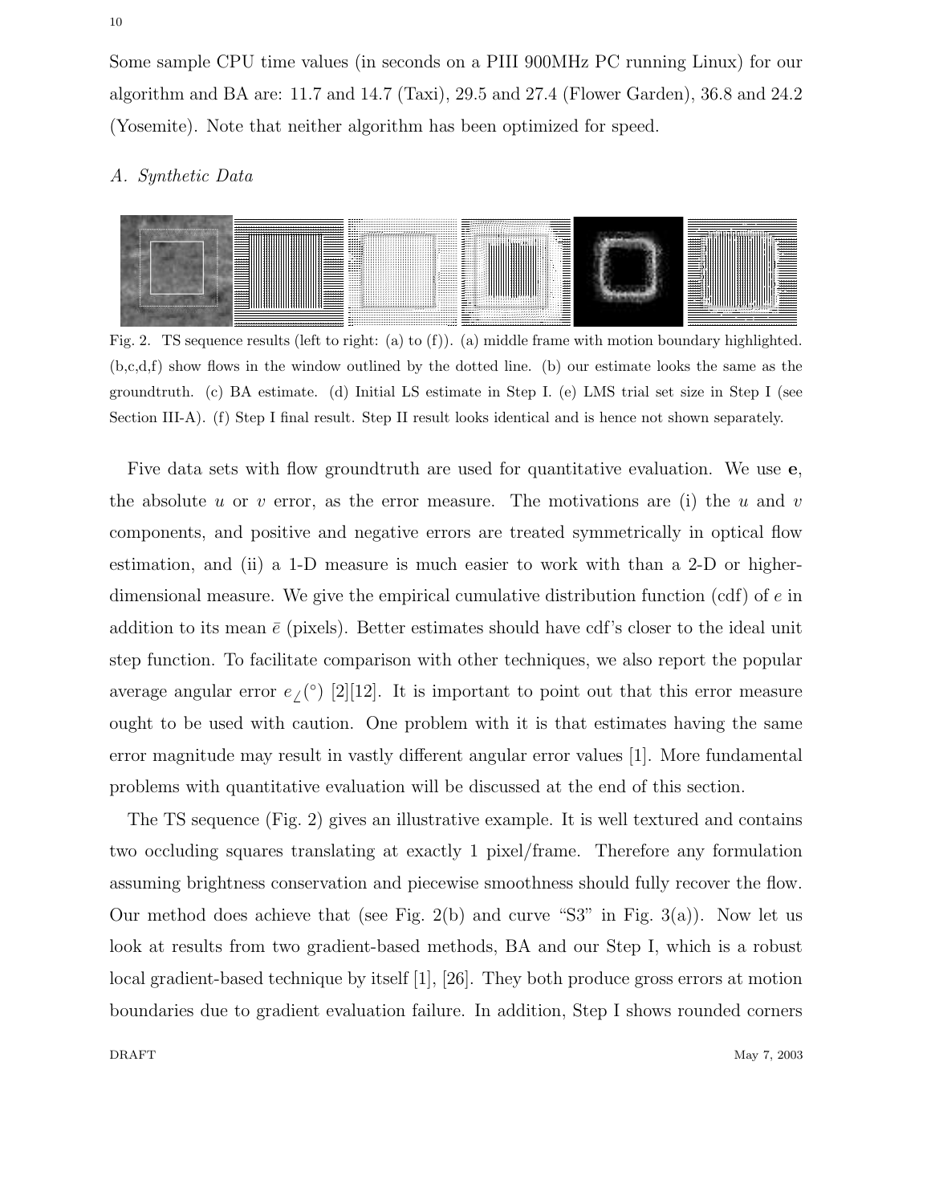Some sample CPU time values (in seconds on a PIII 900MHz PC running Linux) for our algorithm and BA are: 11.7 and 14.7 (Taxi), 29.5 and 27.4 (Flower Garden), 36.8 and 24.2 (Yosemite). Note that neither algorithm has been optimized for speed.

### *A. Synthetic Data*

Fig. 2. TS sequence results (left to right: (a) to (f)). (a) middle frame with motion boundary highlighted. (b,c,d,f) show flows in the window outlined by the dotted line. (b) our estimate looks the same as the groundtruth. (c) BA estimate. (d) Initial LS estimate in Step I. (e) LMS trial set size in Step I (see Section III-A). (f) Step I final result. Step II result looks identical and is hence not shown separately.

Five data sets with flow groundtruth are used for quantitative evaluation. We use $\mathbf{e}$, the absolute $u$ or $v$ error, as the error measure. The motivations are (i) the $u$ and $v$ components, and positive and negative errors are treated symmetrically in optical flow estimation, and (ii) a 1-D measure is much easier to work with than a 2-D or higher-dimensional measure. We give the empirical cumulative distribution function (cdf) of $e$ in addition to its mean $\bar{e}$ (pixels). Better estimates should have cdf's closer to the ideal unit step function. To facilitate comparison with other techniques, we also report the popular average angular error $e_{\angle}(^\circ)$ [2][12]. It is important to point out that this error measure ought to be used with caution. One problem with it is that estimates having the same error magnitude may result in vastly different angular error values [1]. More fundamental problems with quantitative evaluation will be discussed at the end of this section.

The TS sequence (Fig. 2) gives an illustrative example. It is well textured and contains two occluding squares translating at exactly 1 pixel/frame. Therefore any formulation assuming brightness conservation and piecewise smoothness should fully recover the flow. Our method does achieve that (see Fig. 2(b) and curve "S3" in Fig. 3(a)). Now let us look at results from two gradient-based methods, BA and our Step I, which is a robust local gradient-based technique by itself [1], [26]. They both produce gross errors at motion boundaries due to gradient evaluation failure. In addition, Step I shows rounded corners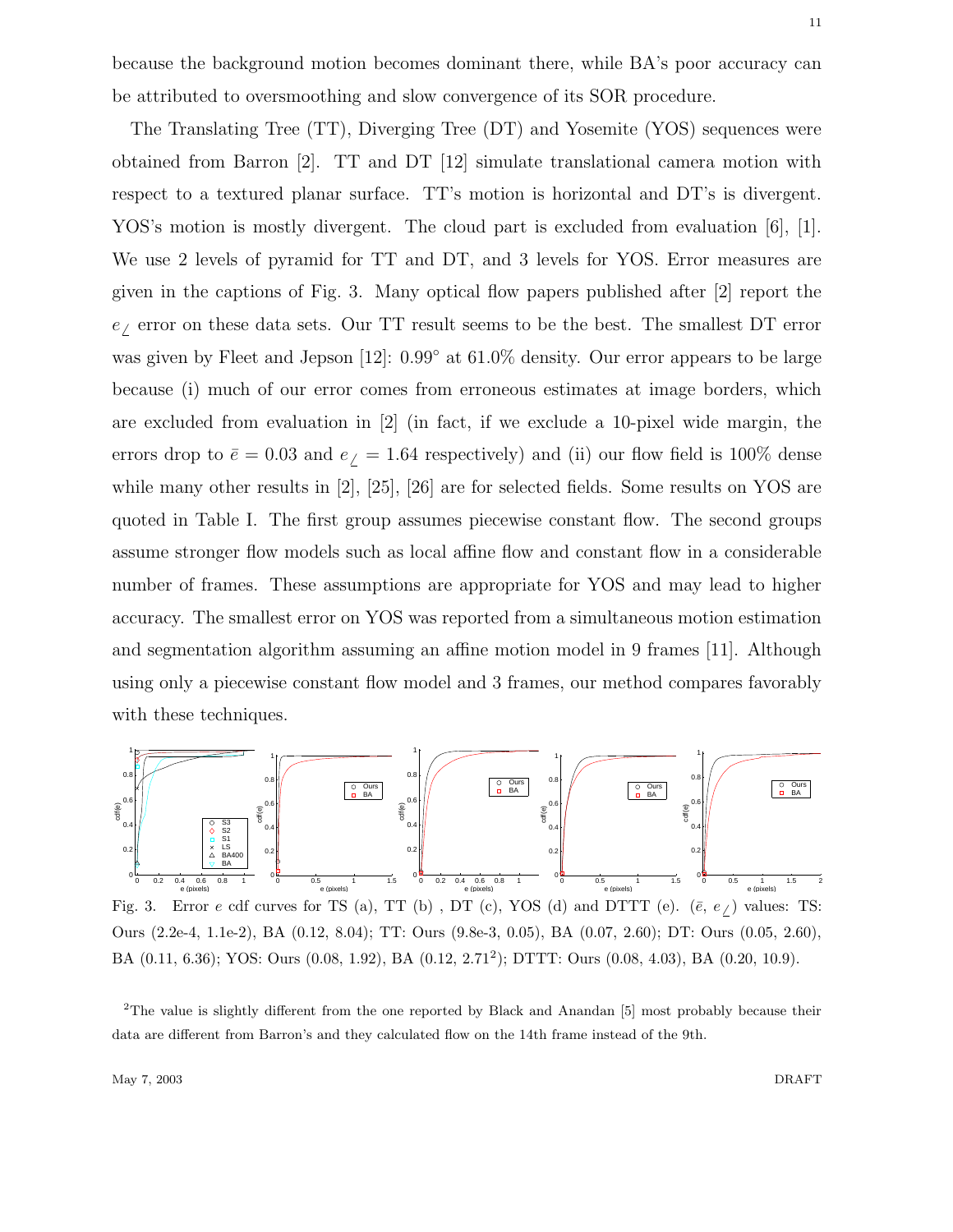because the background motion becomes dominant there, while BA's poor accuracy can be attributed to oversmoothing and slow convergence of its SOR procedure.

The Translating Tree (TT), Diverging Tree (DT) and Yosemite (YOS) sequences were obtained from Barron [2]. TT and DT [12] simulate translational camera motion with respect to a textured planar surface. TT's motion is horizontal and DT's is divergent. YOS's motion is mostly divergent. The cloud part is excluded from evaluation [6], [1]. We use 2 levels of pyramid for TT and DT, and 3 levels for YOS. Error measures are given in the captions of Fig. 3. Many optical flow papers published after [2] report the $e_{\angle}$ error on these data sets. Our TT result seems to be the best. The smallest DT error was given by Fleet and Jepson [12]: $0.99^{\circ}$ at 61.0% density. Our error appears to be large because (i) much of our error comes from erroneous estimates at image borders, which are excluded from evaluation in [2] (in fact, if we exclude a 10-pixel wide margin, the errors drop to $\bar{e} = 0.03$ and $e_{\angle} = 1.64$ respectively) and (ii) our flow field is 100% dense while many other results in [2], [25], [26] are for selected fields. Some results on YOS are quoted in Table I. The first group assumes piecewise constant flow. The second groups assume stronger flow models such as local affine flow and constant flow in a considerable number of frames. These assumptions are appropriate for YOS and may lead to higher accuracy. The smallest error on YOS was reported from a simultaneous motion estimation and segmentation algorithm assuming an affine motion model in 9 frames [11]. Although using only a piecewise constant flow model and 3 frames, our method compares favorably with these techniques.

Fig. 3. Error $e$ cdf curves for TS (a), TT (b) , DT (c), YOS (d) and DTTT (e). ($\bar{e}$, $e_{\angle}$) values: TS: Ours (2.2e-4, 1.1e-2), BA (0.12, 8.04); TT: Ours (9.8e-3, 0.05), BA (0.07, 2.60); DT: Ours (0.05, 2.60), BA (0.11, 6.36); YOS: Ours (0.08, 1.92), BA (0.12, 2.71[2]); DTTT: Ours (0.08, 4.03), BA (0.20, 10.9).

[2]The value is slightly different from the one reported by Black and Anandan [5] most probably because their data are different from Barron's and they calculated flow on the 14th frame instead of the 9th.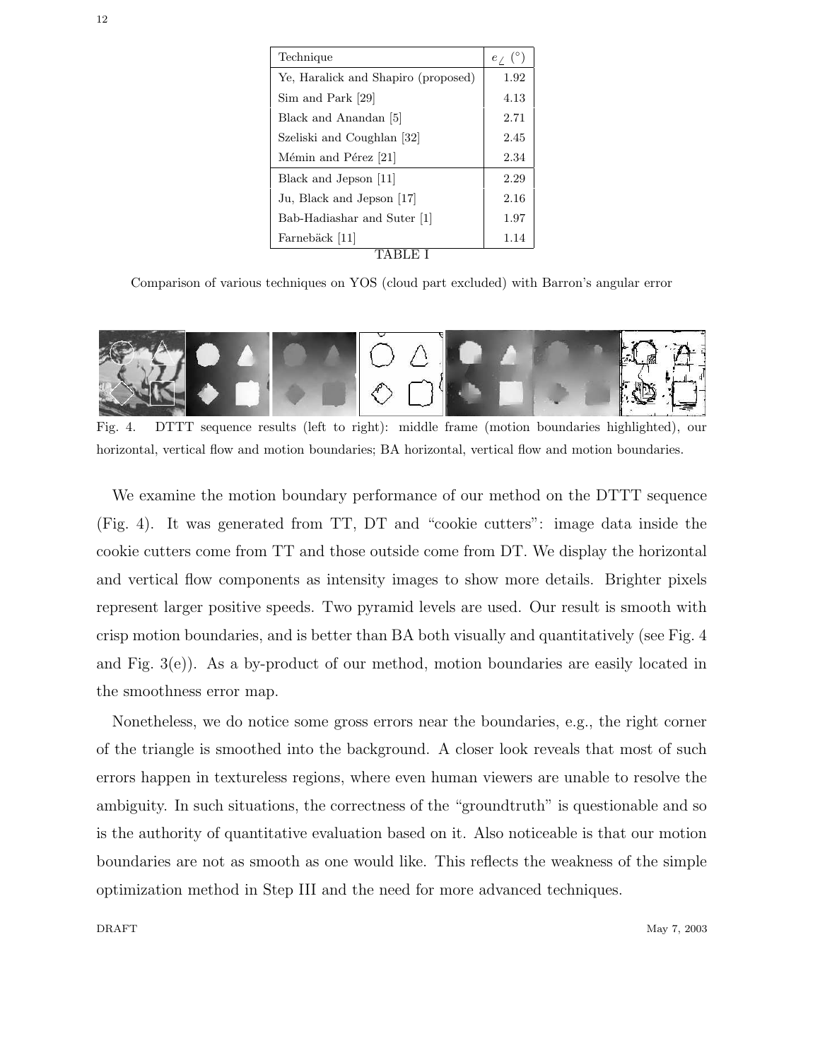| Technique | $e_\angle$ (°) |
|---|---|
| Ye, Haralick and Shapiro (proposed) | 1.92 |
| Sim and Park [29] | 4.13 |
| Black and Anandan [5] | 2.71 |
| Szeliski and Coughlan [32] | 2.45 |
| Mémin and Pérez [21] | 2.34 |
| Black and Jepson [11] | 2.29 |
| Ju, Black and Jepson [17] | 2.16 |
| Bab-Hadiashar and Suter [1] | 1.97 |
| Farnebäck [11] | 1.14 |

TABLE I

Comparison of various techniques on YOS (cloud part excluded) with Barron's angular error

Fig. 4. DTTT sequence results (left to right): middle frame (motion boundaries highlighted), our horizontal, vertical flow and motion boundaries; BA horizontal, vertical flow and motion boundaries.

We examine the motion boundary performance of our method on the DTTT sequence (Fig. 4). It was generated from TT, DT and "cookie cutters": image data inside the cookie cutters come from TT and those outside come from DT. We display the horizontal and vertical flow components as intensity images to show more details. Brighter pixels represent larger positive speeds. Two pyramid levels are used. Our result is smooth with crisp motion boundaries, and is better than BA both visually and quantitatively (see Fig. 4 and Fig. 3(e)). As a by-product of our method, motion boundaries are easily located in the smoothness error map.

Nonetheless, we do notice some gross errors near the boundaries, e.g., the right corner of the triangle is smoothed into the background. A closer look reveals that most of such errors happen in textureless regions, where even human viewers are unable to resolve the ambiguity. In such situations, the correctness of the "groundtruth" is questionable and so is the authority of quantitative evaluation based on it. Also noticeable is that our motion boundaries are not as smooth as one would like. This reflects the weakness of the simple optimization method in Step III and the need for more advanced techniques.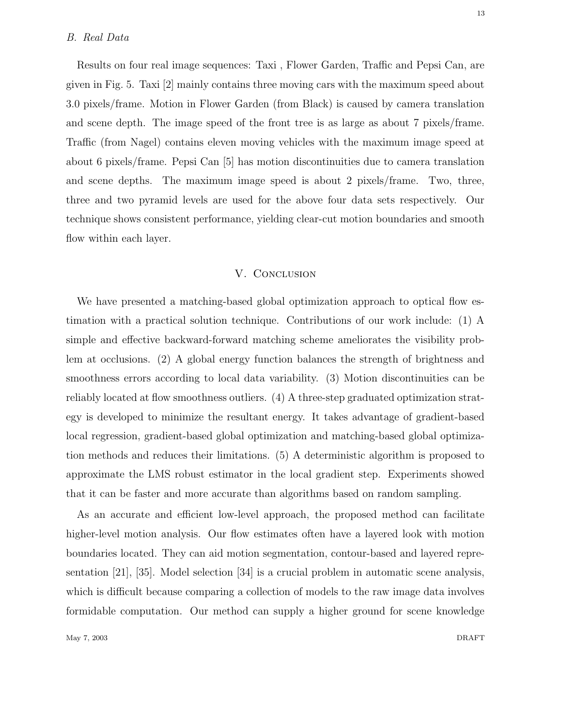### B. Real Data

Results on four real image sequences: Taxi , Flower Garden, Traffic and Pepsi Can, are given in Fig. 5. Taxi [2] mainly contains three moving cars with the maximum speed about 3.0 pixels/frame. Motion in Flower Garden (from Black) is caused by camera translation and scene depth. The image speed of the front tree is as large as about 7 pixels/frame. Traffic (from Nagel) contains eleven moving vehicles with the maximum image speed at about 6 pixels/frame. Pepsi Can [5] has motion discontinuities due to camera translation and scene depths. The maximum image speed is about 2 pixels/frame. Two, three, three and two pyramid levels are used for the above four data sets respectively. Our technique shows consistent performance, yielding clear-cut motion boundaries and smooth flow within each layer.

## V. Conclusion

We have presented a matching-based global optimization approach to optical flow estimation with a practical solution technique. Contributions of our work include: (1) A simple and effective backward-forward matching scheme ameliorates the visibility problem at occlusions. (2) A global energy function balances the strength of brightness and smoothness errors according to local data variability. (3) Motion discontinuities can be reliably located at flow smoothness outliers. (4) A three-step graduated optimization strategy is developed to minimize the resultant energy. It takes advantage of gradient-based local regression, gradient-based global optimization and matching-based global optimization methods and reduces their limitations. (5) A deterministic algorithm is proposed to approximate the LMS robust estimator in the local gradient step. Experiments showed that it can be faster and more accurate than algorithms based on random sampling.

As an accurate and efficient low-level approach, the proposed method can facilitate higher-level motion analysis. Our flow estimates often have a layered look with motion boundaries located. They can aid motion segmentation, contour-based and layered representation [21], [35]. Model selection [34] is a crucial problem in automatic scene analysis, which is difficult because comparing a collection of models to the raw image data involves formidable computation. Our method can supply a higher ground for scene knowledge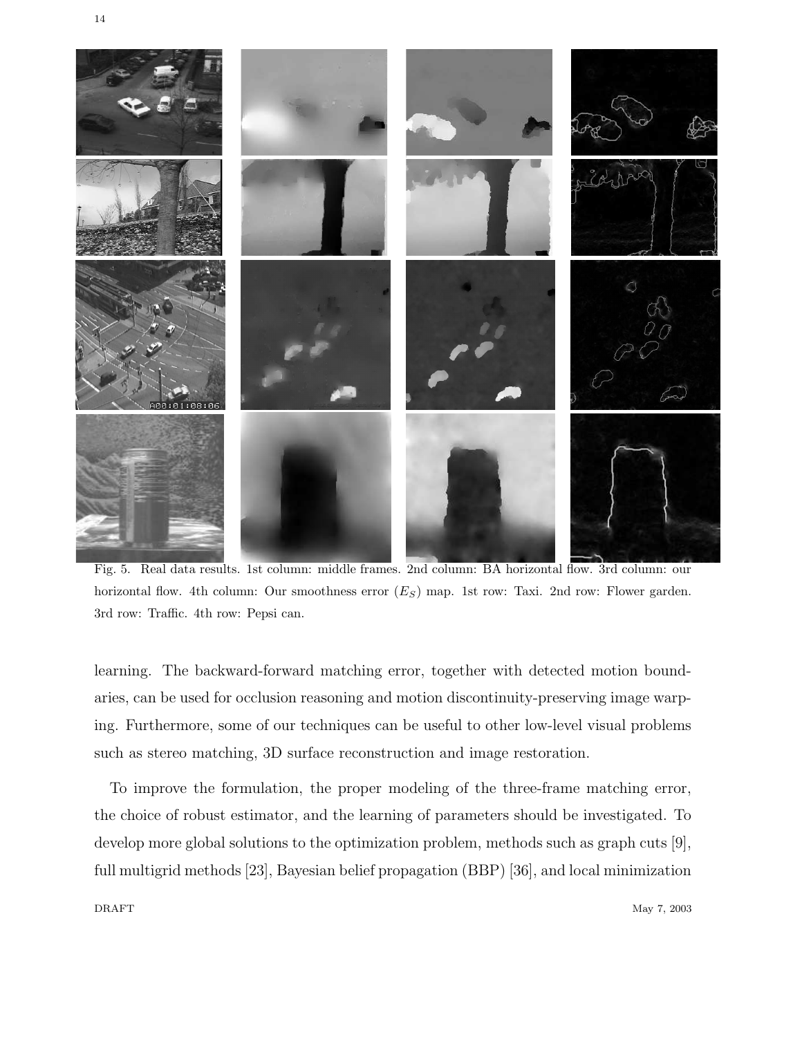Fig. 5. Real data results. 1st column: middle frames. 2nd column: BA horizontal flow. 3rd column: our horizontal flow. 4th column: Our smoothness error ($E_S$) map. 1st row: Taxi. 2nd row: Flower garden. 3rd row: Traffic. 4th row: Pepsi can.

learning. The backward-forward matching error, together with detected motion boundaries, can be used for occlusion reasoning and motion discontinuity-preserving image warping. Furthermore, some of our techniques can be useful to other low-level visual problems such as stereo matching, 3D surface reconstruction and image restoration.

To improve the formulation, the proper modeling of the three-frame matching error, the choice of robust estimator, and the learning of parameters should be investigated. To develop more global solutions to the optimization problem, methods such as graph cuts [9], full multigrid methods [23], Bayesian belief propagation (BBP) [36], and local minimization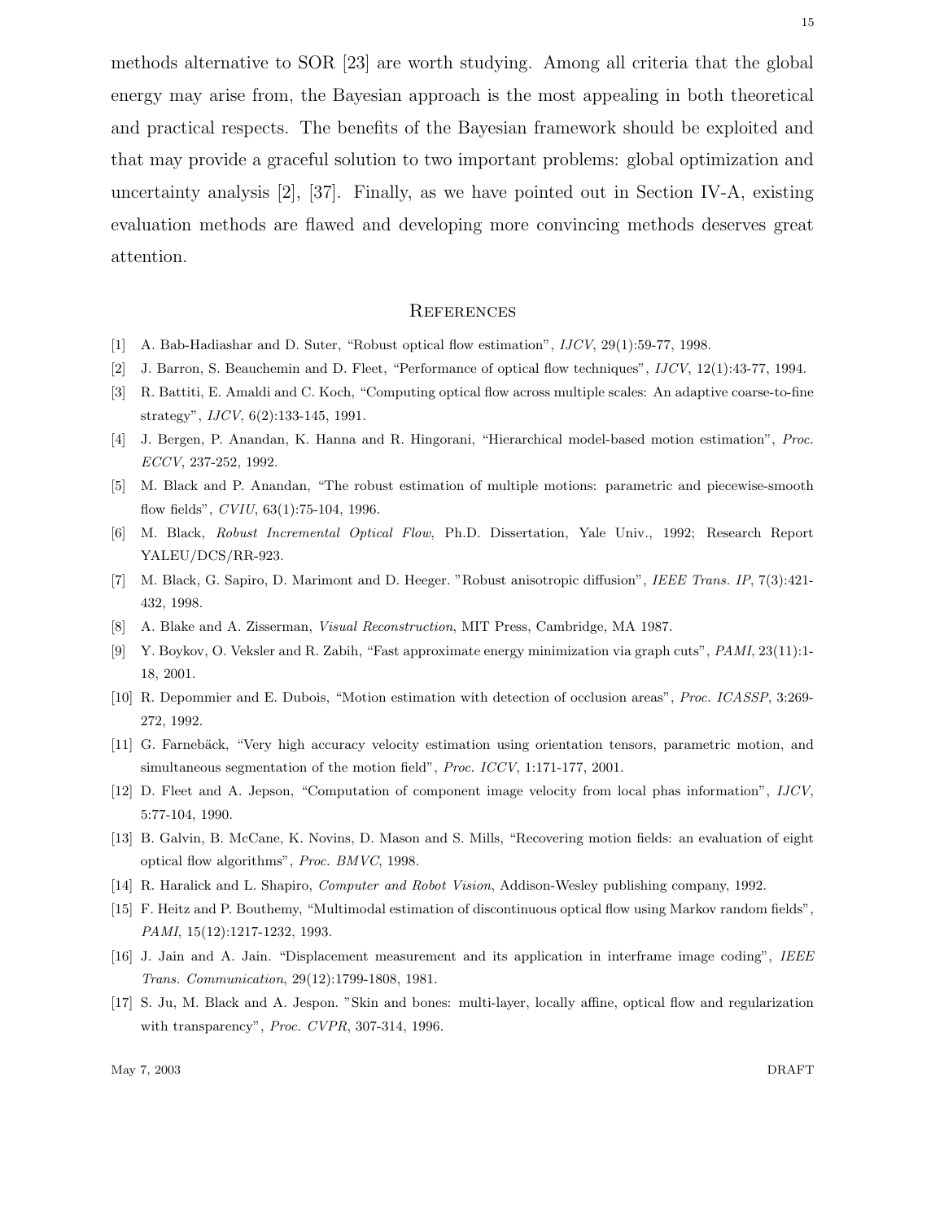methods alternative to SOR [23] are worth studying. Among all criteria that the global energy may arise from, the Bayesian approach is the most appealing in both theoretical and practical respects. The benefits of the Bayesian framework should be exploited and that may provide a graceful solution to two important problems: global optimization and uncertainty analysis [2], [37]. Finally, as we have pointed out in Section IV-A, existing evaluation methods are flawed and developing more convincing methods deserves great attention.

## References

[1] A. Bab-Hadiashar and D. Suter, "Robust optical flow estimation", *IJCV*, 29(1):59-77, 1998.

[2] J. Barron, S. Beauchemin and D. Fleet, "Performance of optical flow techniques", *IJCV*, 12(1):43-77, 1994.

[3] R. Battiti, E. Amaldi and C. Koch, "Computing optical flow across multiple scales: An adaptive coarse-to-fine strategy", *IJCV*, 6(2):133-145, 1991.

[4] J. Bergen, P. Anandan, K. Hanna and R. Hingorani, "Hierarchical model-based motion estimation", *Proc. ECCV*, 237-252, 1992.

[5] M. Black and P. Anandan, "The robust estimation of multiple motions: parametric and piecewise-smooth flow fields", *CVIU*, 63(1):75-104, 1996.

[6] M. Black, *Robust Incremental Optical Flow*, Ph.D. Dissertation, Yale Univ., 1992; Research Report YALEU/DCS/RR-923.

[7] M. Black, G. Sapiro, D. Marimont and D. Heeger. "Robust anisotropic diffusion", *IEEE Trans. IP*, 7(3):421-432, 1998.

[8] A. Blake and A. Zisserman, *Visual Reconstruction*, MIT Press, Cambridge, MA 1987.

[9] Y. Boykov, O. Veksler and R. Zabih, "Fast approximate energy minimization via graph cuts", *PAMI*, 23(11):1-18, 2001.

[10] R. Depommier and E. Dubois, "Motion estimation with detection of occlusion areas", *Proc. ICASSP*, 3:269-272, 1992.

[11] G. Farnebäck, "Very high accuracy velocity estimation using orientation tensors, parametric motion, and simultaneous segmentation of the motion field", *Proc. ICCV*, 1:171-177, 2001.

[12] D. Fleet and A. Jepson, "Computation of component image velocity from local phas information", *IJCV*, 5:77-104, 1990.

[13] B. Galvin, B. McCane, K. Novins, D. Mason and S. Mills, "Recovering motion fields: an evaluation of eight optical flow algorithms", *Proc. BMVC*, 1998.

[14] R. Haralick and L. Shapiro, *Computer and Robot Vision*, Addison-Wesley publishing company, 1992.

[15] F. Heitz and P. Bouthemy, "Multimodal estimation of discontinuous optical flow using Markov random fields", *PAMI*, 15(12):1217-1232, 1993.

[16] J. Jain and A. Jain. "Displacement measurement and its application in interframe image coding", *IEEE Trans. Communication*, 29(12):1799-1808, 1981.

[17] S. Ju, M. Black and A. Jespon. "Skin and bones: multi-layer, locally affine, optical flow and regularization with transparency", *Proc. CVPR*, 307-314, 1996.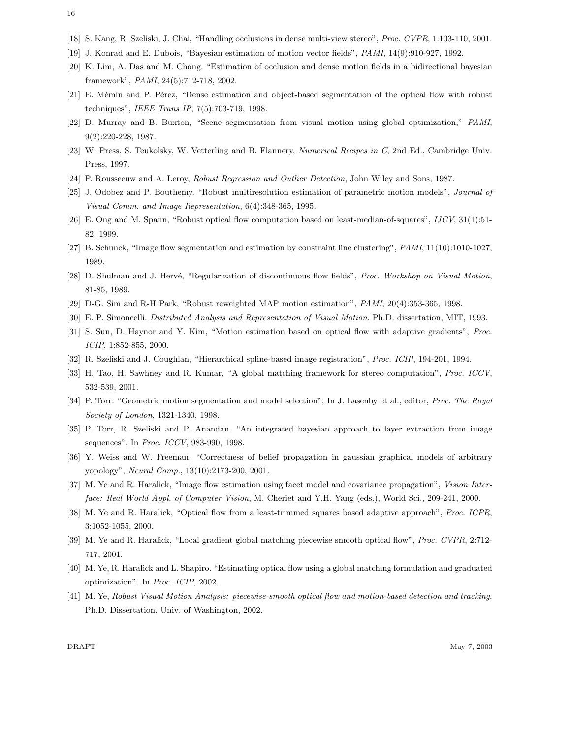[18] S. Kang, R. Szeliski, J. Chai, "Handling occlusions in dense multi-view stereo", *Proc. CVPR*, 1:103-110, 2001.

[19] J. Konrad and E. Dubois, "Bayesian estimation of motion vector fields", *PAMI*, 14(9):910-927, 1992.

[20] K. Lim, A. Das and M. Chong. "Estimation of occlusion and dense motion fields in a bidirectional bayesian framework", *PAMI*, 24(5):712-718, 2002.

[21] E. Mémin and P. Pérez, "Dense estimation and object-based segmentation of the optical flow with robust techniques", *IEEE Trans IP*, 7(5):703-719, 1998.

[22] D. Murray and B. Buxton, "Scene segmentation from visual motion using global optimization," *PAMI*, 9(2):220-228, 1987.

[23] W. Press, S. Teukolsky, W. Vetterling and B. Flannery, *Numerical Recipes in C*, 2nd Ed., Cambridge Univ. Press, 1997.

[24] P. Rousseeuw and A. Leroy, *Robust Regression and Outlier Detection*, John Wiley and Sons, 1987.

[25] J. Odobez and P. Bouthemy. "Robust multiresolution estimation of parametric motion models", *Journal of Visual Comm. and Image Representation*, 6(4):348-365, 1995.

[26] E. Ong and M. Spann, "Robust optical flow computation based on least-median-of-squares", *IJCV*, 31(1):51-82, 1999.

[27] B. Schunck, "Image flow segmentation and estimation by constraint line clustering", *PAMI*, 11(10):1010-1027, 1989.

[28] D. Shulman and J. Hervé, "Regularization of discontinuous flow fields", *Proc. Workshop on Visual Motion*, 81-85, 1989.

[29] D-G. Sim and R-H Park, "Robust reweighted MAP motion estimation", *PAMI*, 20(4):353-365, 1998.

[30] E. P. Simoncelli. *Distributed Analysis and Representation of Visual Motion*. Ph.D. dissertation, MIT, 1993.

[31] S. Sun, D. Haynor and Y. Kim, "Motion estimation based on optical flow with adaptive gradients", *Proc. ICIP*, 1:852-855, 2000.

[32] R. Szeliski and J. Coughlan, "Hierarchical spline-based image registration", *Proc. ICIP*, 194-201, 1994.

[33] H. Tao, H. Sawhney and R. Kumar, "A global matching framework for stereo computation", *Proc. ICCV*, 532-539, 2001.

[34] P. Torr. "Geometric motion segmentation and model selection", In J. Lasenby et al., editor, *Proc. The Royal Society of London*, 1321-1340, 1998.

[35] P. Torr, R. Szeliski and P. Anandan. "An integrated bayesian approach to layer extraction from image sequences". In *Proc. ICCV*, 983-990, 1998.

[36] Y. Weiss and W. Freeman, "Correctness of belief propagation in gaussian graphical models of arbitrary yopology", *Neural Comp.*, 13(10):2173-200, 2001.

[37] M. Ye and R. Haralick, "Image flow estimation using facet model and covariance propagation", *Vision Interface: Real World Appl. of Computer Vision*, M. Cheriet and Y.H. Yang (eds.), World Sci., 209-241, 2000.

[38] M. Ye and R. Haralick, "Optical flow from a least-trimmed squares based adaptive approach", *Proc. ICPR*, 3:1052-1055, 2000.

[39] M. Ye and R. Haralick, "Local gradient global matching piecewise smooth optical flow", *Proc. CVPR*, 2:712-717, 2001.

[40] M. Ye, R. Haralick and L. Shapiro. "Estimating optical flow using a global matching formulation and graduated optimization". In *Proc. ICIP*, 2002.

[41] M. Ye, *Robust Visual Motion Analysis: piecewise-smooth optical flow and motion-based detection and tracking*, Ph.D. Dissertation, Univ. of Washington, 2002.